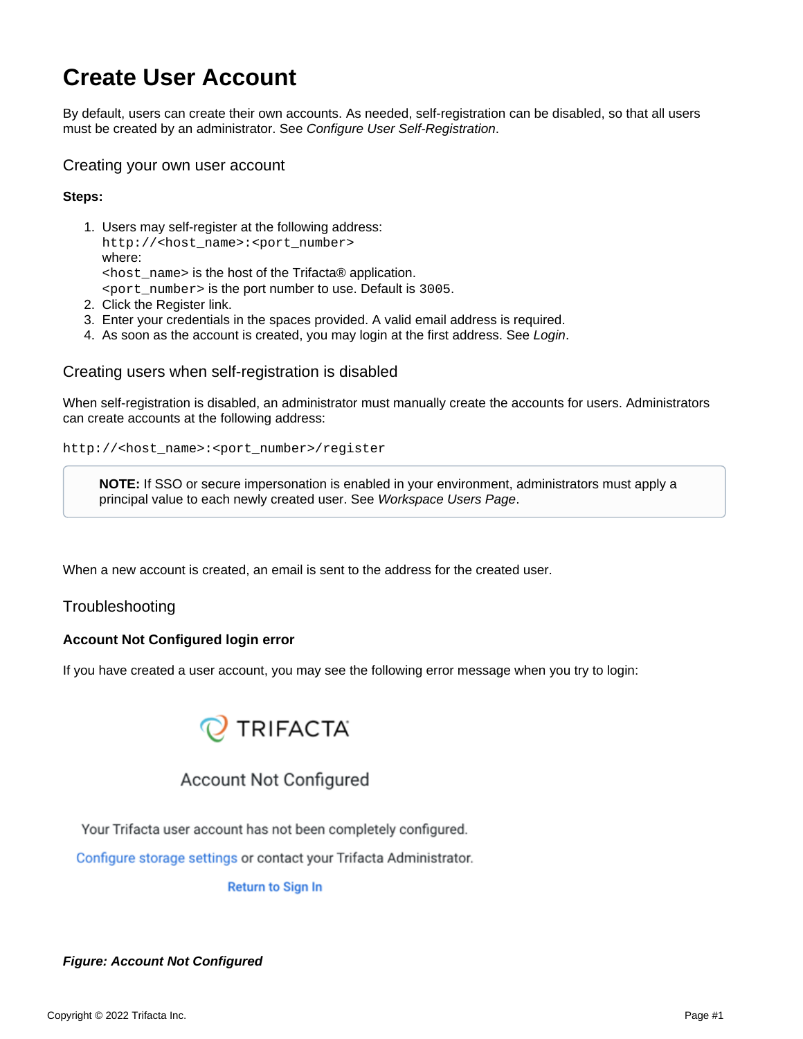# Create User Account

By default, users can create their own accounts. As needed, self-registration can be disabled, so that all users must be created by an administrator. See *Configure User Self-Registration*.

## Creating your own user account

**Steps:**

1. Users may self-register at the following address:
   `http://<host_name>:<port_number>`
   where:
   `<host_name>` is the host of the Trifacta® application.
   `<port_number>` is the port number to use. Default is `3005`.
2. Click the Register link.
3. Enter your credentials in the spaces provided. A valid email address is required.
4. As soon as the account is created, you may login at the first address. See *Login*.

## Creating users when self-registration is disabled

When self-registration is disabled, an administrator must manually create the accounts for users. Administrators can create accounts at the following address:

```
http://<host_name>:<port_number>/register
```

> **NOTE:** If SSO or secure impersonation is enabled in your environment, administrators must apply a principal value to each newly created user. See *Workspace Users Page*.

When a new account is created, an email is sent to the address for the created user.

## Troubleshooting

### Account Not Configured login error

If you have created a user account, you may see the following error message when you try to login:

TRIFACTA

Account Not Configured

Your Trifacta user account has not been completely configured.

Configure storage settings or contact your Trifacta Administrator.

Return to Sign In

***Figure: Account Not Configured***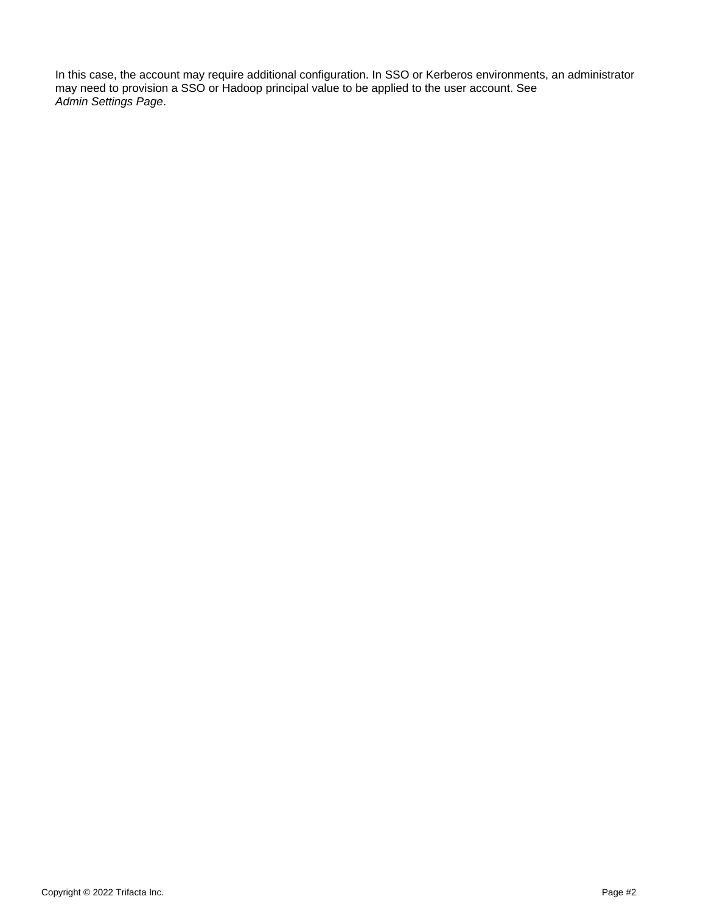In this case, the account may require additional configuration. In SSO or Kerberos environments, an administrator may need to provision a SSO or Hadoop principal value to be applied to the user account. See *Admin Settings Page*.